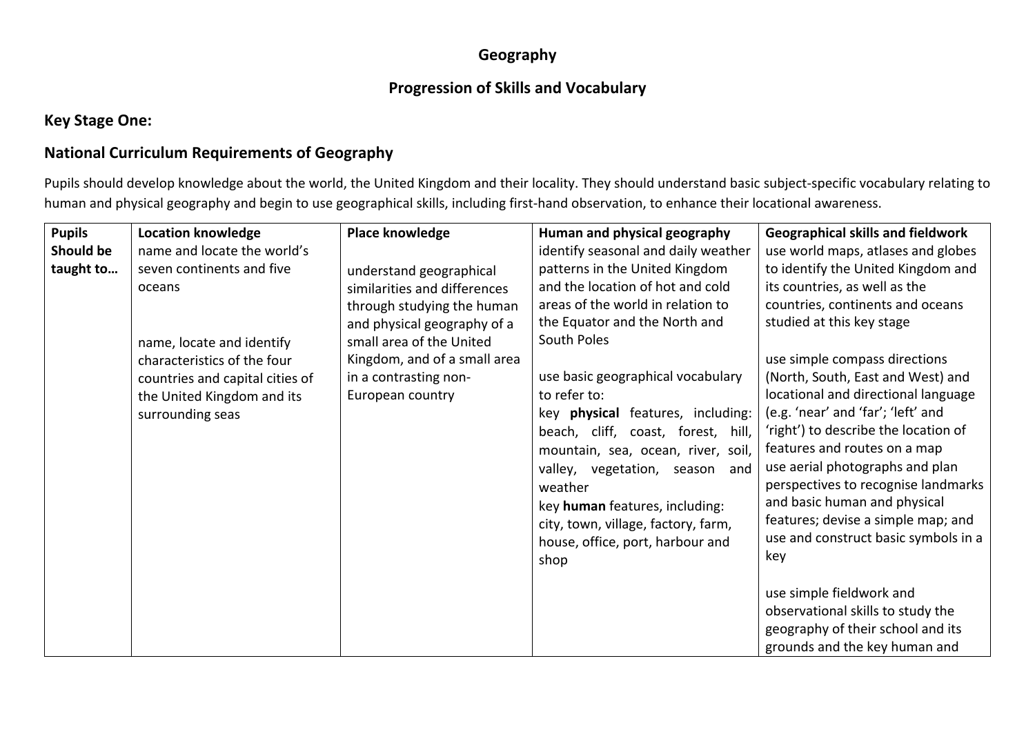# Geography

## Progression of Skills and Vocabulary

### Key Stage One:

### National Curriculum Requirements of Geography

Pupils should develop knowledge about the world, the United Kingdom and their locality. They should understand basic subject-specific vocabulary relating to human and physical geography and begin to use geographical skills, including first-hand observation, to enhance their locational awareness.

| **Pupils Should be taught to…** | **Location knowledge** | **Place knowledge** | **Human and physical geography** | **Geographical skills and fieldwork** |
|---|---|---|---|---|
| | name and locate the world's seven continents and five oceans<br><br>name, locate and identify characteristics of the four countries and capital cities of the United Kingdom and its surrounding seas | understand geographical similarities and differences through studying the human and physical geography of a small area of the United Kingdom, and of a small area in a contrasting non-European country | identify seasonal and daily weather patterns in the United Kingdom and the location of hot and cold areas of the world in relation to the Equator and the North and South Poles<br><br>use basic geographical vocabulary to refer to:<br>key **physical** features, including: beach, cliff, coast, forest, hill, mountain, sea, ocean, river, soil, valley, vegetation, season and weather<br>key **human** features, including: city, town, village, factory, farm, house, office, port, harbour and shop | use world maps, atlases and globes to identify the United Kingdom and its countries, as well as the countries, continents and oceans studied at this key stage<br><br>use simple compass directions (North, South, East and West) and locational and directional language (e.g. 'near' and 'far'; 'left' and 'right') to describe the location of features and routes on a map<br>use aerial photographs and plan perspectives to recognise landmarks and basic human and physical features; devise a simple map; and use and construct basic symbols in a key<br><br>use simple fieldwork and observational skills to study the geography of their school and its grounds and the key human and |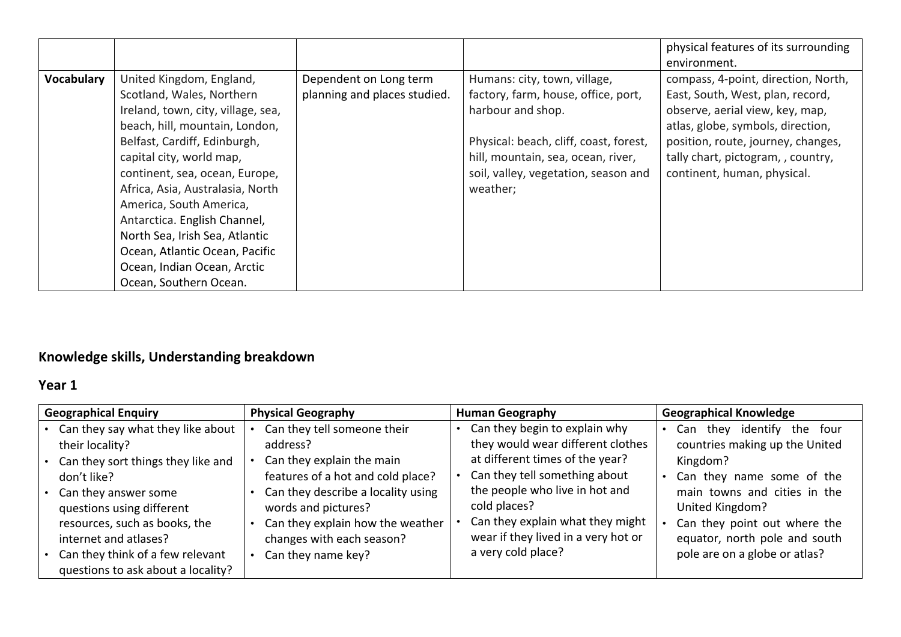|  |  |  |  | physical features of its surrounding environment. |
|---|---|---|---|---|
| **Vocabulary** | United Kingdom, England, Scotland, Wales, Northern Ireland, town, city, village, sea, beach, hill, mountain, London, Belfast, Cardiff, Edinburgh, capital city, world map, continent, sea, ocean, Europe, Africa, Asia, Australasia, North America, South America, Antarctica. English Channel, North Sea, Irish Sea, Atlantic Ocean, Atlantic Ocean, Pacific Ocean, Indian Ocean, Arctic Ocean, Southern Ocean. | Dependent on Long term planning and places studied. | Humans: city, town, village, factory, farm, house, office, port, harbour and shop.<br><br>Physical: beach, cliff, coast, forest, hill, mountain, sea, ocean, river, soil, valley, vegetation, season and weather; | compass, 4-point, direction, North, East, South, West, plan, record, observe, aerial view, key, map, atlas, globe, symbols, direction, position, route, journey, changes, tally chart, pictogram, , country, continent, human, physical. |

## Knowledge skills, Understanding breakdown

### Year 1

| Geographical Enquiry | Physical Geography | Human Geography | Geographical Knowledge |
|---|---|---|---|
| • Can they say what they like about their locality?<br>• Can they sort things they like and don't like?<br>• Can they answer some questions using different resources, such as books, the internet and atlases?<br>• Can they think of a few relevant questions to ask about a locality? | • Can they tell someone their address?<br>• Can they explain the main features of a hot and cold place?<br>• Can they describe a locality using words and pictures?<br>• Can they explain how the weather changes with each season?<br>• Can they name key? | • Can they begin to explain why they would wear different clothes at different times of the year?<br>• Can they tell something about the people who live in hot and cold places?<br>• Can they explain what they might wear if they lived in a very hot or a very cold place? | • Can they identify the four countries making up the United Kingdom?<br>• Can they name some of the main towns and cities in the United Kingdom?<br>• Can they point out where the equator, north pole and south pole are on a globe or atlas? |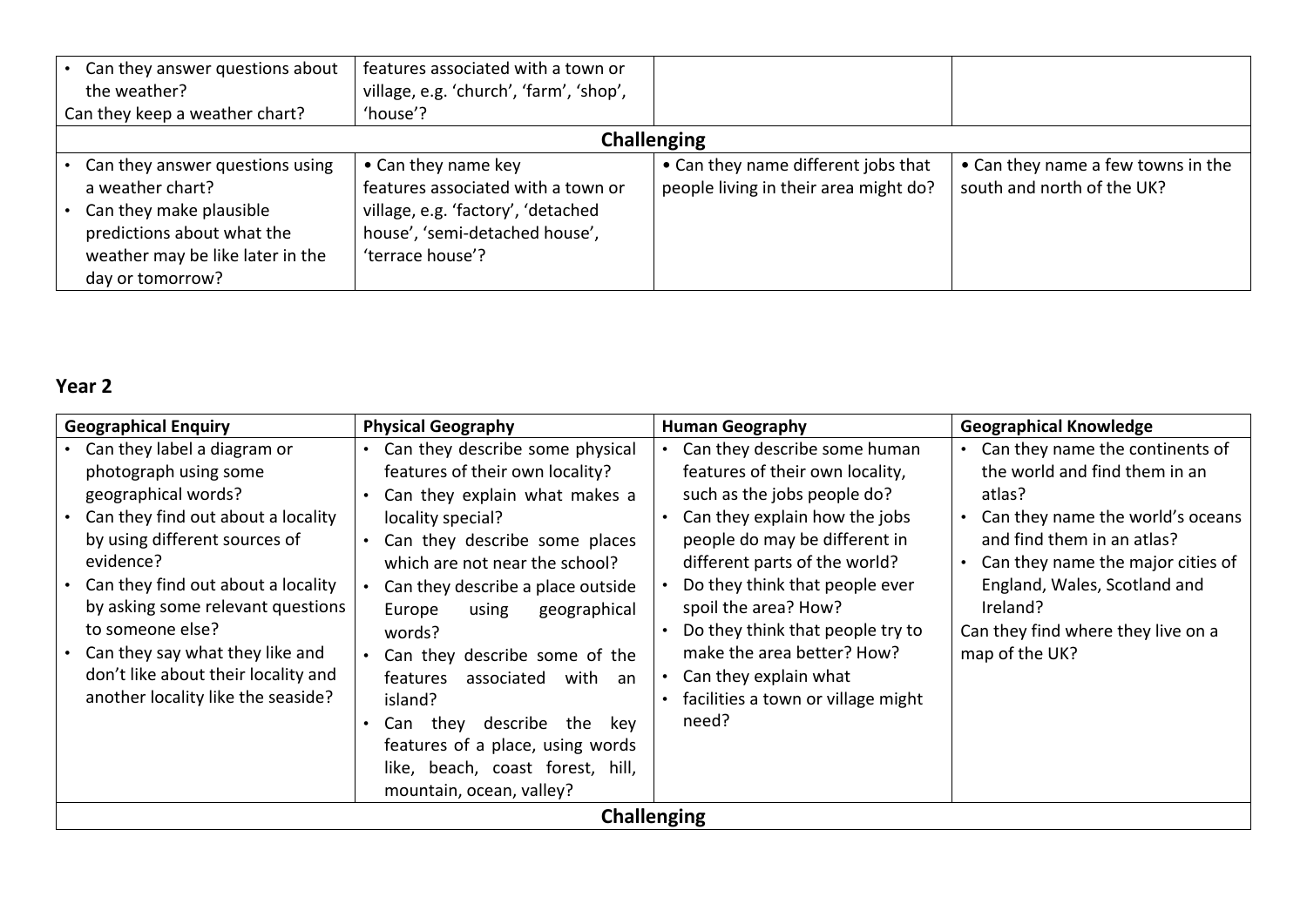| | | | |
|---|---|---|---|
| • Can they answer questions about the weather?<br>Can they keep a weather chart? | features associated with a town or village, e.g. 'church', 'farm', 'shop', 'house'? | | |
| **Challenging** | | | |
| • Can they answer questions using a weather chart?<br>• Can they make plausible predictions about what the weather may be like later in the day or tomorrow? | • Can they name key features associated with a town or village, e.g. 'factory', 'detached house', 'semi-detached house', 'terrace house'? | • Can they name different jobs that people living in their area might do? | • Can they name a few towns in the south and north of the UK? |

## Year 2

| Geographical Enquiry | Physical Geography | Human Geography | Geographical Knowledge |
|---|---|---|---|
| • Can they label a diagram or photograph using some geographical words?<br>• Can they find out about a locality by using different sources of evidence?<br>• Can they find out about a locality by asking some relevant questions to someone else?<br>• Can they say what they like and don't like about their locality and another locality like the seaside? | • Can they describe some physical features of their own locality?<br>• Can they explain what makes a locality special?<br>• Can they describe some places which are not near the school?<br>• Can they describe a place outside Europe using geographical words?<br>• Can they describe some of the features associated with an island?<br>• Can they describe the key features of a place, using words like, beach, coast forest, hill, mountain, ocean, valley? | • Can they describe some human features of their own locality, such as the jobs people do?<br>• Can they explain how the jobs people do may be different in different parts of the world?<br>• Do they think that people ever spoil the area? How?<br>• Do they think that people try to make the area better? How?<br>• Can they explain what<br>• facilities a town or village might need? | • Can they name the continents of the world and find them in an atlas?<br>• Can they name the world's oceans and find them in an atlas?<br>• Can they name the major cities of England, Wales, Scotland and Ireland?<br>Can they find where they live on a map of the UK? |
| **Challenging** | | | |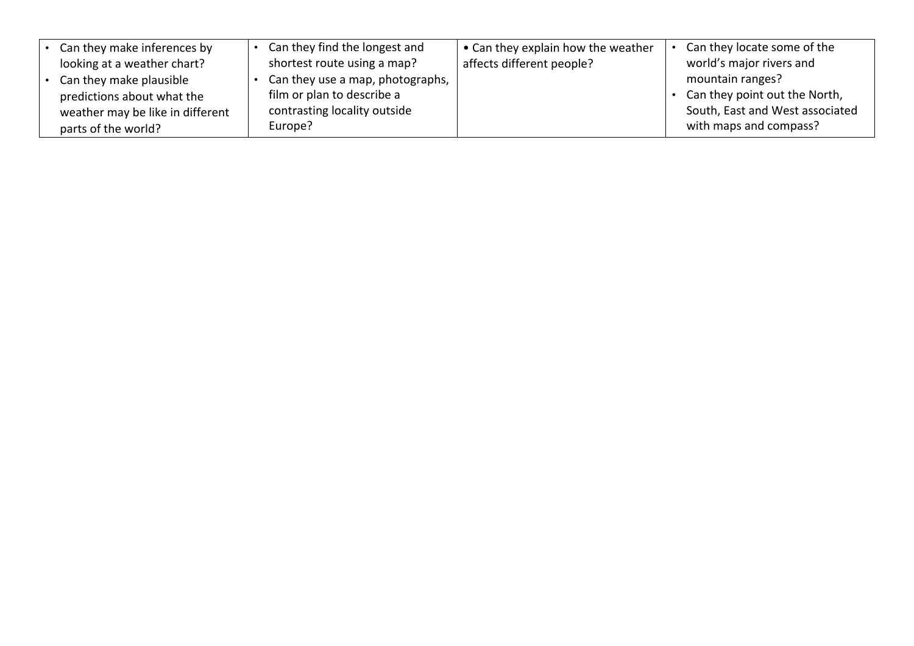| | | | |
|---|---|---|---|
| • Can they make inferences by looking at a weather chart?<br>• Can they make plausible predictions about what the weather may be like in different parts of the world? | • Can they find the longest and shortest route using a map?<br>• Can they use a map, photographs, film or plan to describe a contrasting locality outside Europe? | • Can they explain how the weather affects different people? | • Can they locate some of the world's major rivers and mountain ranges?<br>• Can they point out the North, South, East and West associated with maps and compass? |